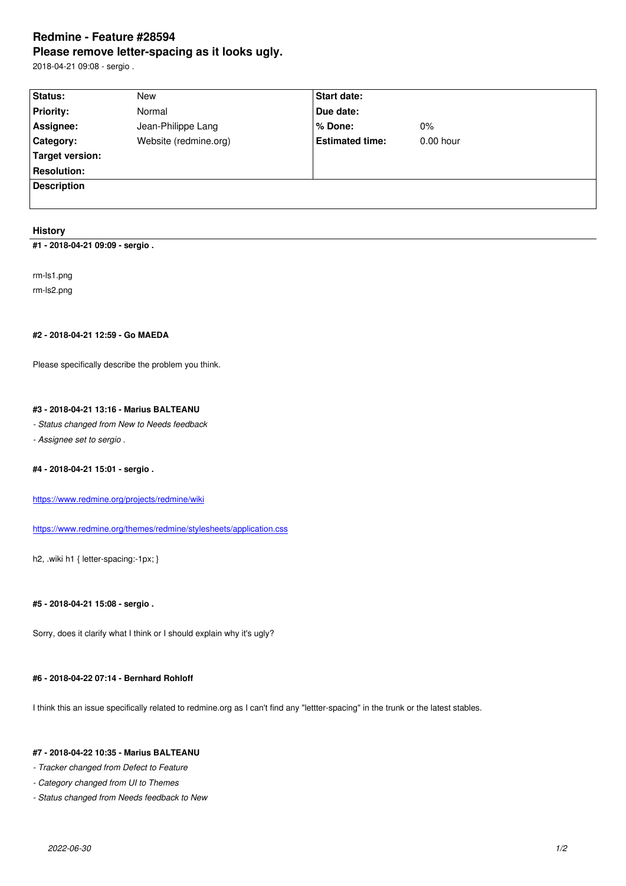# Redmine - Feature #28594

## Please remove letter-spacing as it looks ugly.

2018-04-21 09:08 - sergio .

| Status: | New | Start date: | |
|---|---|---|---|
| Priority: | Normal | Due date: | |
| Assignee: | Jean-Philippe Lang | % Done: | 0% |
| Category: | Website (redmine.org) | Estimated time: | 0.00 hour |
| Target version: | | | |
| Resolution: | | | |

**Description**

### History

#### #1 - 2018-04-21 09:09 - sergio .

rm-ls1.png

rm-ls2.png

#### #2 - 2018-04-21 12:59 - Go MAEDA

Please specifically describe the problem you think.

#### #3 - 2018-04-21 13:16 - Marius BALTEANU

- *Status changed from New to Needs feedback*
- *Assignee set to sergio .*

#### #4 - 2018-04-21 15:01 - sergio .

https://www.redmine.org/projects/redmine/wiki

https://www.redmine.org/themes/redmine/stylesheets/application.css

h2, .wiki h1 { letter-spacing:-1px; }

#### #5 - 2018-04-21 15:08 - sergio .

Sorry, does it clarify what I think or I should explain why it's ugly?

#### #6 - 2018-04-22 07:14 - Bernhard Rohloff

I think this an issue specifically related to redmine.org as I can't find any "lettter-spacing" in the trunk or the latest stables.

#### #7 - 2018-04-22 10:35 - Marius BALTEANU

- *Tracker changed from Defect to Feature*
- *Category changed from UI to Themes*
- *Status changed from Needs feedback to New*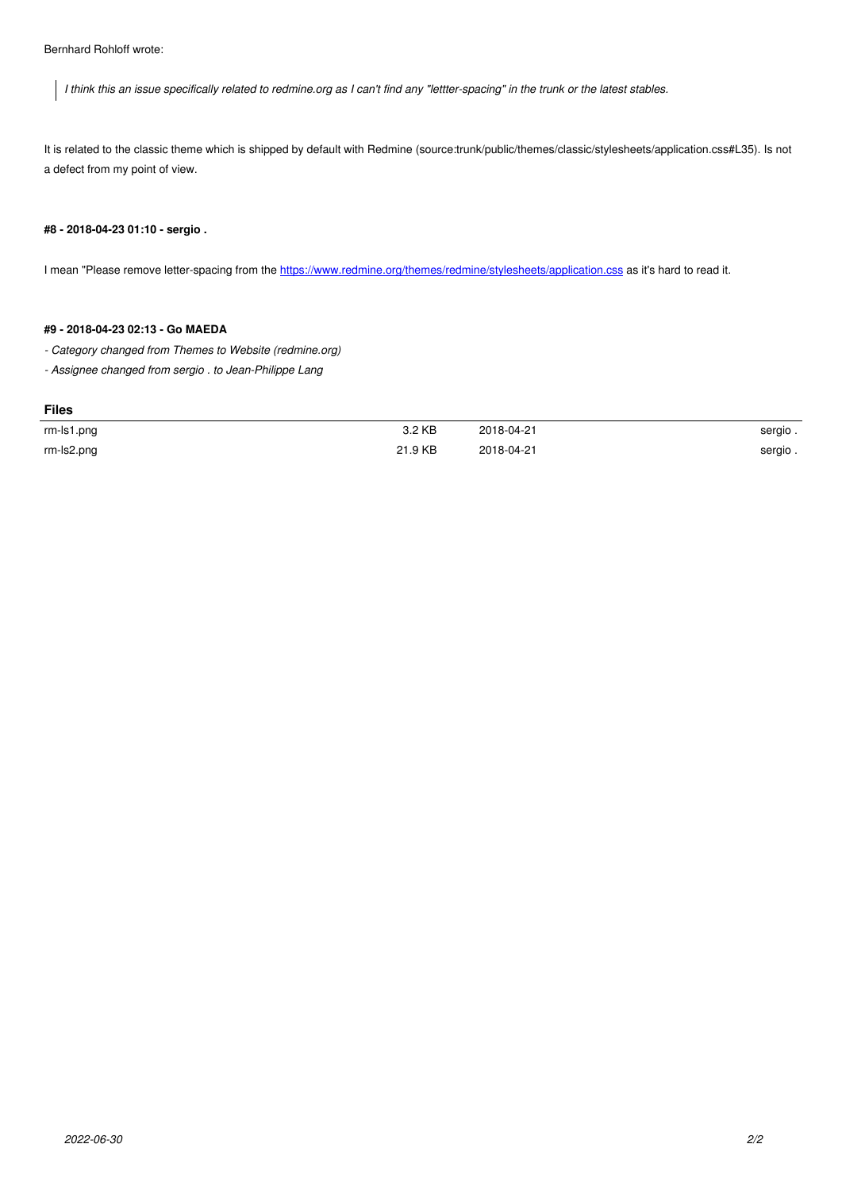Bernhard Rohloff wrote:

> *I think this an issue specifically related to redmine.org as I can't find any "lettter-spacing" in the trunk or the latest stables.*

It is related to the classic theme which is shipped by default with Redmine (source:trunk/public/themes/classic/stylesheets/application.css#L35). Is not a defect from my point of view.

#### #8 - 2018-04-23 01:10 - sergio .

I mean "Please remove letter-spacing from the https://www.redmine.org/themes/redmine/stylesheets/application.css as it's hard to read it.

#### #9 - 2018-04-23 02:13 - Go MAEDA

- *Category changed from Themes to Website (redmine.org)*
- *Assignee changed from sergio . to Jean-Philippe Lang*

### Files

| | | | |
|---|---|---|---|
| rm-ls1.png | 3.2 KB | 2018-04-21 | sergio . |
| rm-ls2.png | 21.9 KB | 2018-04-21 | sergio . |